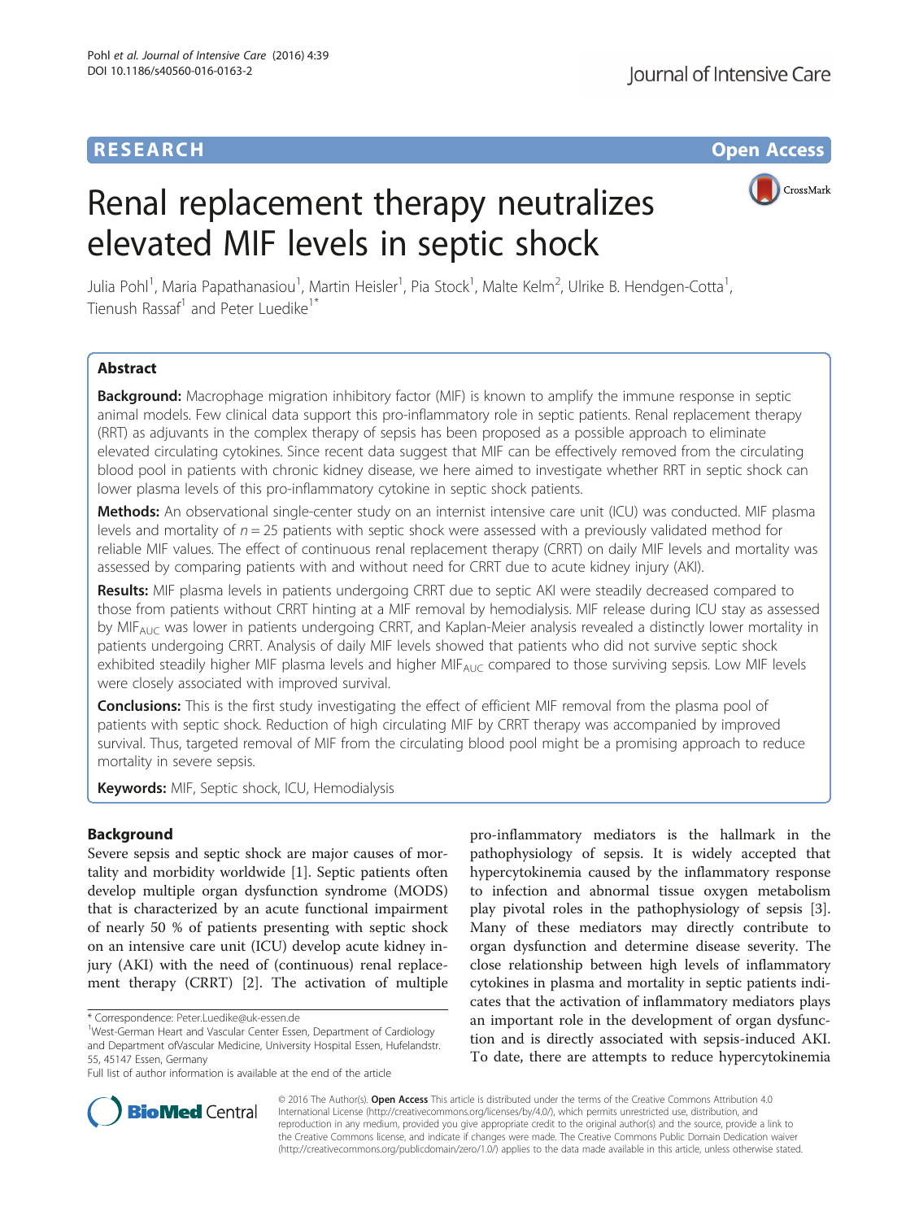**RESEARCH** **Open Access**

# Renal replacement therapy neutralizes elevated MIF levels in septic shock

Julia Pohl[1], Maria Papathanasiou[1], Martin Heisler[1], Pia Stock[1], Malte Kelm[2], Ulrike B. Hendgen-Cotta[1], Tienush Rassaf[1] and Peter Luedike[1*]

## Abstract

**Background:** Macrophage migration inhibitory factor (MIF) is known to amplify the immune response in septic animal models. Few clinical data support this pro-inflammatory role in septic patients. Renal replacement therapy (RRT) as adjuvants in the complex therapy of sepsis has been proposed as a possible approach to eliminate elevated circulating cytokines. Since recent data suggest that MIF can be effectively removed from the circulating blood pool in patients with chronic kidney disease, we here aimed to investigate whether RRT in septic shock can lower plasma levels of this pro-inflammatory cytokine in septic shock patients.

**Methods:** An observational single-center study on an internist intensive care unit (ICU) was conducted. MIF plasma levels and mortality of $n = 25$ patients with septic shock were assessed with a previously validated method for reliable MIF values. The effect of continuous renal replacement therapy (CRRT) on daily MIF levels and mortality was assessed by comparing patients with and without need for CRRT due to acute kidney injury (AKI).

**Results:** MIF plasma levels in patients undergoing CRRT due to septic AKI were steadily decreased compared to those from patients without CRRT hinting at a MIF removal by hemodialysis. MIF release during ICU stay as assessed by $MIF_{AUC}$ was lower in patients undergoing CRRT, and Kaplan-Meier analysis revealed a distinctly lower mortality in patients undergoing CRRT. Analysis of daily MIF levels showed that patients who did not survive septic shock exhibited steadily higher MIF plasma levels and higher $MIF_{AUC}$ compared to those surviving sepsis. Low MIF levels were closely associated with improved survival.

**Conclusions:** This is the first study investigating the effect of efficient MIF removal from the plasma pool of patients with septic shock. Reduction of high circulating MIF by CRRT therapy was accompanied by improved survival. Thus, targeted removal of MIF from the circulating blood pool might be a promising approach to reduce mortality in severe sepsis.

**Keywords:** MIF, Septic shock, ICU, Hemodialysis

## Background

Severe sepsis and septic shock are major causes of mortality and morbidity worldwide [1]. Septic patients often develop multiple organ dysfunction syndrome (MODS) that is characterized by an acute functional impairment of nearly 50 % of patients presenting with septic shock on an intensive care unit (ICU) develop acute kidney injury (AKI) with the need of (continuous) renal replacement therapy (CRRT) [2]. The activation of multiple pro-inflammatory mediators is the hallmark in the pathophysiology of sepsis. It is widely accepted that hypercytokinemia caused by the inflammatory response to infection and abnormal tissue oxygen metabolism play pivotal roles in the pathophysiology of sepsis [3]. Many of these mediators may directly contribute to organ dysfunction and determine disease severity. The close relationship between high levels of inflammatory cytokines in plasma and mortality in septic patients indicates that the activation of inflammatory mediators plays an important role in the development of organ dysfunction and is directly associated with sepsis-induced AKI. To date, there are attempts to reduce hypercytokinemia

\* Correspondence: Peter.Luedike@uk-essen.de
[1]West-German Heart and Vascular Center Essen, Department of Cardiology and Department ofVascular Medicine, University Hospital Essen, Hufelandstr. 55, 45147 Essen, Germany
Full list of author information is available at the end of the article

© 2016 The Author(s). **Open Access** This article is distributed under the terms of the Creative Commons Attribution 4.0 International License (http://creativecommons.org/licenses/by/4.0/), which permits unrestricted use, distribution, and reproduction in any medium, provided you give appropriate credit to the original author(s) and the source, provide a link to the Creative Commons license, and indicate if changes were made. The Creative Commons Public Domain Dedication waiver (http://creativecommons.org/publicdomain/zero/1.0/) applies to the data made available in this article, unless otherwise stated.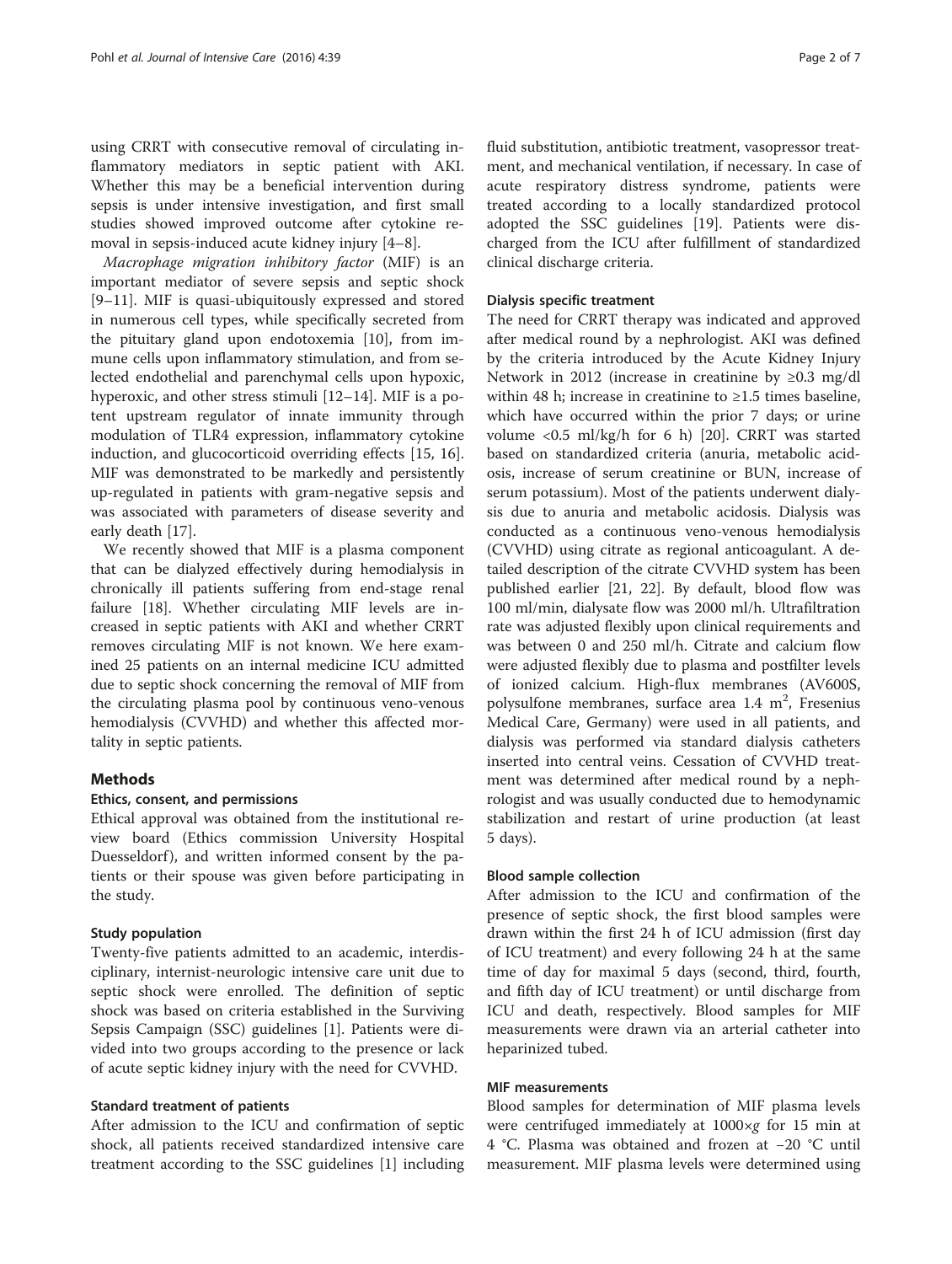using CRRT with consecutive removal of circulating inflammatory mediators in septic patient with AKI. Whether this may be a beneficial intervention during sepsis is under intensive investigation, and first small studies showed improved outcome after cytokine removal in sepsis-induced acute kidney injury [4–8].

*Macrophage migration inhibitory factor* (MIF) is an important mediator of severe sepsis and septic shock [9–11]. MIF is quasi-ubiquitously expressed and stored in numerous cell types, while specifically secreted from the pituitary gland upon endotoxemia [10], from immune cells upon inflammatory stimulation, and from selected endothelial and parenchymal cells upon hypoxic, hyperoxic, and other stress stimuli [12–14]. MIF is a potent upstream regulator of innate immunity through modulation of TLR4 expression, inflammatory cytokine induction, and glucocorticoid overriding effects [15, 16]. MIF was demonstrated to be markedly and persistently up-regulated in patients with gram-negative sepsis and was associated with parameters of disease severity and early death [17].

We recently showed that MIF is a plasma component that can be dialyzed effectively during hemodialysis in chronically ill patients suffering from end-stage renal failure [18]. Whether circulating MIF levels are increased in septic patients with AKI and whether CRRT removes circulating MIF is not known. We here examined 25 patients on an internal medicine ICU admitted due to septic shock concerning the removal of MIF from the circulating plasma pool by continuous veno-venous hemodialysis (CVVHD) and whether this affected mortality in septic patients.

## Methods

### Ethics, consent, and permissions

Ethical approval was obtained from the institutional review board (Ethics commission University Hospital Duesseldorf), and written informed consent by the patients or their spouse was given before participating in the study.

### Study population

Twenty-five patients admitted to an academic, interdisciplinary, internist-neurologic intensive care unit due to septic shock were enrolled. The definition of septic shock was based on criteria established in the Surviving Sepsis Campaign (SSC) guidelines [1]. Patients were divided into two groups according to the presence or lack of acute septic kidney injury with the need for CVVHD.

### Standard treatment of patients

After admission to the ICU and confirmation of septic shock, all patients received standardized intensive care treatment according to the SSC guidelines [1] including fluid substitution, antibiotic treatment, vasopressor treatment, and mechanical ventilation, if necessary. In case of acute respiratory distress syndrome, patients were treated according to a locally standardized protocol adopted the SSC guidelines [19]. Patients were discharged from the ICU after fulfillment of standardized clinical discharge criteria.

### Dialysis specific treatment

The need for CRRT therapy was indicated and approved after medical round by a nephrologist. AKI was defined by the criteria introduced by the Acute Kidney Injury Network in 2012 (increase in creatinine by ≥0.3 mg/dl within 48 h; increase in creatinine to ≥1.5 times baseline, which have occurred within the prior 7 days; or urine volume <0.5 ml/kg/h for 6 h) [20]. CRRT was started based on standardized criteria (anuria, metabolic acidosis, increase of serum creatinine or BUN, increase of serum potassium). Most of the patients underwent dialysis due to anuria and metabolic acidosis. Dialysis was conducted as a continuous veno-venous hemodialysis (CVVHD) using citrate as regional anticoagulant. A detailed description of the citrate CVVHD system has been published earlier [21, 22]. By default, blood flow was 100 ml/min, dialysate flow was 2000 ml/h. Ultrafiltration rate was adjusted flexibly upon clinical requirements and was between 0 and 250 ml/h. Citrate and calcium flow were adjusted flexibly due to plasma and postfilter levels of ionized calcium. High-flux membranes (AV600S, polysulfone membranes, surface area 1.4 $m^2$, Fresenius Medical Care, Germany) were used in all patients, and dialysis was performed via standard dialysis catheters inserted into central veins. Cessation of CVVHD treatment was determined after medical round by a nephrologist and was usually conducted due to hemodynamic stabilization and restart of urine production (at least 5 days).

### Blood sample collection

After admission to the ICU and confirmation of the presence of septic shock, the first blood samples were drawn within the first 24 h of ICU admission (first day of ICU treatment) and every following 24 h at the same time of day for maximal 5 days (second, third, fourth, and fifth day of ICU treatment) or until discharge from ICU and death, respectively. Blood samples for MIF measurements were drawn via an arterial catheter into heparinized tubed.

### MIF measurements

Blood samples for determination of MIF plasma levels were centrifuged immediately at 1000×*g* for 15 min at 4 °C. Plasma was obtained and frozen at −20 °C until measurement. MIF plasma levels were determined using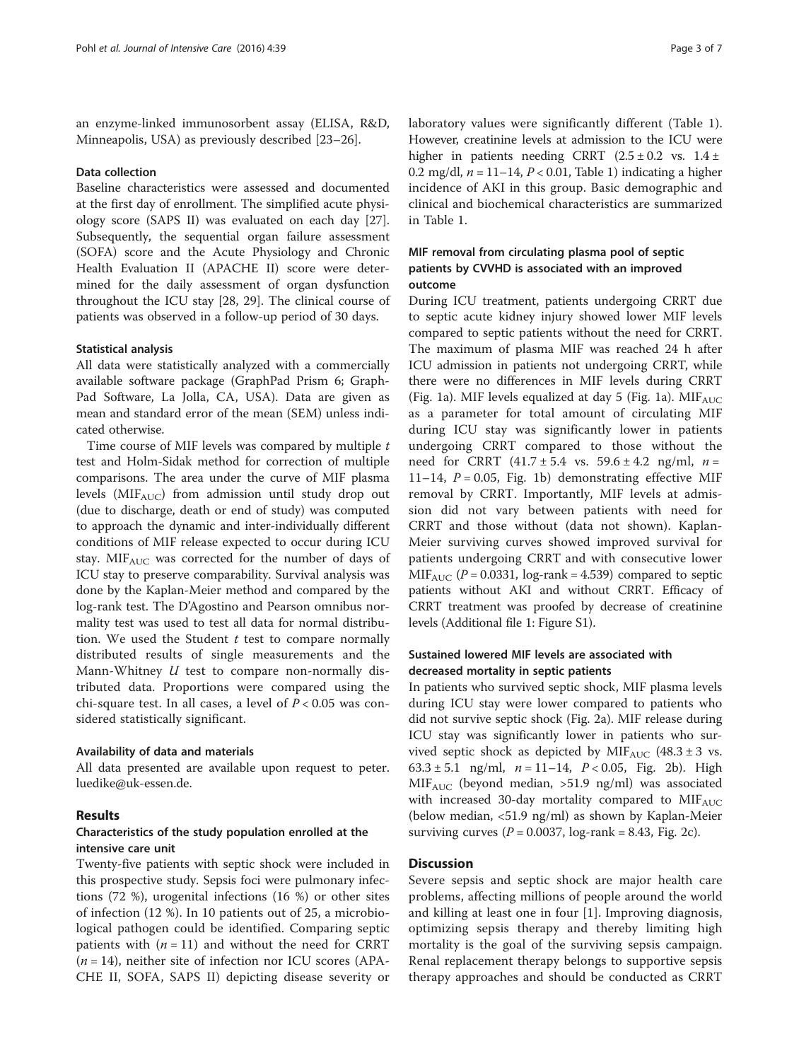an enzyme-linked immunosorbent assay (ELISA, R&D, Minneapolis, USA) as previously described [23–26].

#### Data collection

Baseline characteristics were assessed and documented at the first day of enrollment. The simplified acute physiology score (SAPS II) was evaluated on each day [27]. Subsequently, the sequential organ failure assessment (SOFA) score and the Acute Physiology and Chronic Health Evaluation II (APACHE II) score were determined for the daily assessment of organ dysfunction throughout the ICU stay [28, 29]. The clinical course of patients was observed in a follow-up period of 30 days.

#### Statistical analysis

All data were statistically analyzed with a commercially available software package (GraphPad Prism 6; GraphPad Software, La Jolla, CA, USA). Data are given as mean and standard error of the mean (SEM) unless indicated otherwise.

Time course of MIF levels was compared by multiple *t* test and Holm-Sidak method for correction of multiple comparisons. The area under the curve of MIF plasma levels ($MIF_{AUC}$) from admission until study drop out (due to discharge, death or end of study) was computed to approach the dynamic and inter-individually different conditions of MIF release expected to occur during ICU stay. $MIF_{AUC}$ was corrected for the number of days of ICU stay to preserve comparability. Survival analysis was done by the Kaplan-Meier method and compared by the log-rank test. The D'Agostino and Pearson omnibus normality test was used to test all data for normal distribution. We used the Student *t* test to compare normally distributed results of single measurements and the Mann-Whitney *U* test to compare non-normally distributed data. Proportions were compared using the chi-square test. In all cases, a level of $P < 0.05$ was considered statistically significant.

#### Availability of data and materials

All data presented are available upon request to peter.luedike@uk-essen.de.

## Results

### Characteristics of the study population enrolled at the intensive care unit

Twenty-five patients with septic shock were included in this prospective study. Sepsis foci were pulmonary infections (72 %), urogenital infections (16 %) or other sites of infection (12 %). In 10 patients out of 25, a microbiological pathogen could be identified. Comparing septic patients with ($n = 11$) and without the need for CRRT ($n = 14$), neither site of infection nor ICU scores (APACHE II, SOFA, SAPS II) depicting disease severity or laboratory values were significantly different (Table 1). However, creatinine levels at admission to the ICU were higher in patients needing CRRT ($2.5 \pm 0.2$ vs. $1.4 \pm 0.2$ mg/dl, $n = 11–14$, $P < 0.01$, Table 1) indicating a higher incidence of AKI in this group. Basic demographic and clinical and biochemical characteristics are summarized in Table 1.

### MIF removal from circulating plasma pool of septic patients by CVVHD is associated with an improved outcome

During ICU treatment, patients undergoing CRRT due to septic acute kidney injury showed lower MIF levels compared to septic patients without the need for CRRT. The maximum of plasma MIF was reached 24 h after ICU admission in patients not undergoing CRRT, while there were no differences in MIF levels during CRRT (Fig. 1a). MIF levels equalized at day 5 (Fig. 1a). $MIF_{AUC}$ as a parameter for total amount of circulating MIF during ICU stay was significantly lower in patients undergoing CRRT compared to those without the need for CRRT ($41.7 \pm 5.4$ vs. $59.6 \pm 4.2$ ng/ml, $n = 11–14$, $P = 0.05$, Fig. 1b) demonstrating effective MIF removal by CRRT. Importantly, MIF levels at admission did not vary between patients with need for CRRT and those without (data not shown). Kaplan-Meier surviving curves showed improved survival for patients undergoing CRRT and with consecutive lower $MIF_{AUC}$ ($P = 0.0331$, log-rank = 4.539) compared to septic patients without AKI and without CRRT. Efficacy of CRRT treatment was proofed by decrease of creatinine levels (Additional file 1: Figure S1).

### Sustained lowered MIF levels are associated with decreased mortality in septic patients

In patients who survived septic shock, MIF plasma levels during ICU stay were lower compared to patients who did not survive septic shock (Fig. 2a). MIF release during ICU stay was significantly lower in patients who survived septic shock as depicted by $MIF_{AUC}$ ($48.3 \pm 3$ vs. $63.3 \pm 5.1$ ng/ml, $n = 11–14$, $P < 0.05$, Fig. 2b). High $MIF_{AUC}$ (beyond median, >51.9 ng/ml) was associated with increased 30-day mortality compared to $MIF_{AUC}$ (below median, <51.9 ng/ml) as shown by Kaplan-Meier surviving curves ($P = 0.0037$, log-rank = 8.43, Fig. 2c).

## Discussion

Severe sepsis and septic shock are major health care problems, affecting millions of people around the world and killing at least one in four [1]. Improving diagnosis, optimizing sepsis therapy and thereby limiting high mortality is the goal of the surviving sepsis campaign. Renal replacement therapy belongs to supportive sepsis therapy approaches and should be conducted as CRRT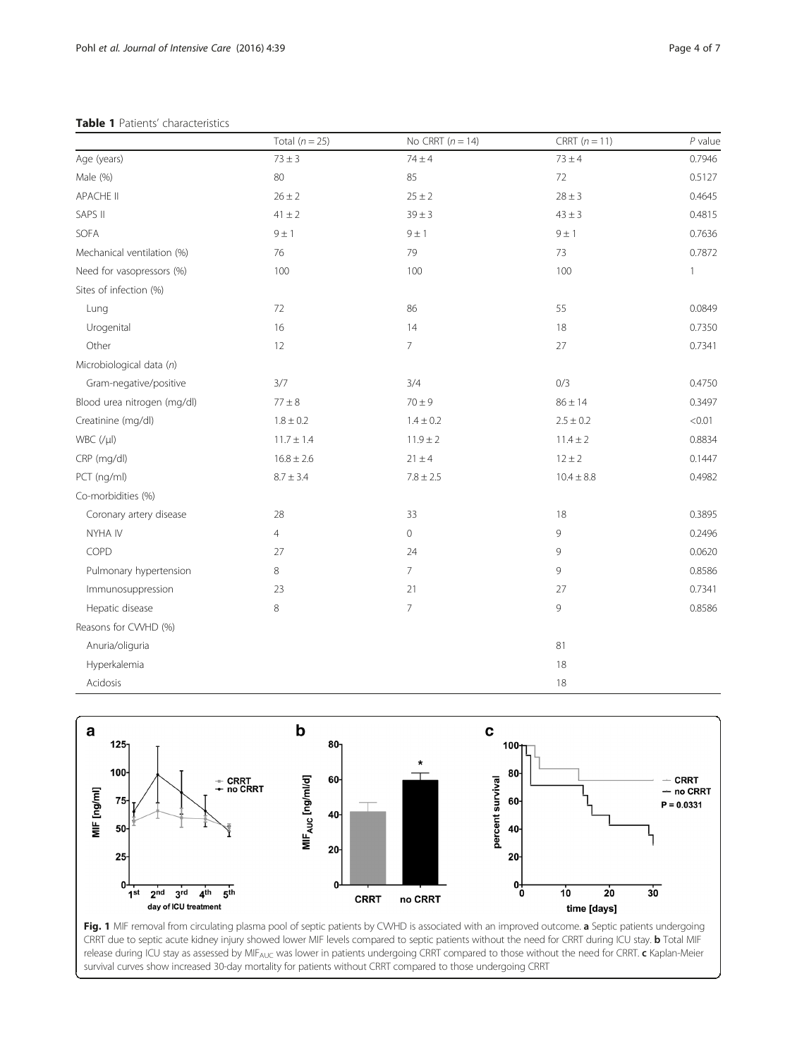**Table 1** Patients' characteristics

| | Total ($n = 25$) | No CRRT ($n = 14$) | CRRT ($n = 11$) | *P* value |
|---|---|---|---|---|
| Age (years) | 73 ± 3 | 74 ± 4 | 73 ± 4 | 0.7946 |
| Male (%) | 80 | 85 | 72 | 0.5127 |
| APACHE II | 26 ± 2 | 25 ± 2 | 28 ± 3 | 0.4645 |
| SAPS II | 41 ± 2 | 39 ± 3 | 43 ± 3 | 0.4815 |
| SOFA | 9 ± 1 | 9 ± 1 | 9 ± 1 | 0.7636 |
| Mechanical ventilation (%) | 76 | 79 | 73 | 0.7872 |
| Need for vasopressors (%) | 100 | 100 | 100 | 1 |
| Sites of infection (%) | | | | |
| Lung | 72 | 86 | 55 | 0.0849 |
| Urogenital | 16 | 14 | 18 | 0.7350 |
| Other | 12 | 7 | 27 | 0.7341 |
| Microbiological data (*n*) | | | | |
| Gram-negative/positive | 3/7 | 3/4 | 0/3 | 0.4750 |
| Blood urea nitrogen (mg/dl) | 77 ± 8 | 70 ± 9 | 86 ± 14 | 0.3497 |
| Creatinine (mg/dl) | 1.8 ± 0.2 | 1.4 ± 0.2 | 2.5 ± 0.2 | <0.01 |
| WBC (/μl) | 11.7 ± 1.4 | 11.9 ± 2 | 11.4 ± 2 | 0.8834 |
| CRP (mg/dl) | 16.8 ± 2.6 | 21 ± 4 | 12 ± 2 | 0.1447 |
| PCT (ng/ml) | 8.7 ± 3.4 | 7.8 ± 2.5 | 10.4 ± 8.8 | 0.4982 |
| Co-morbidities (%) | | | | |
| Coronary artery disease | 28 | 33 | 18 | 0.3895 |
| NYHA IV | 4 | 0 | 9 | 0.2496 |
| COPD | 27 | 24 | 9 | 0.0620 |
| Pulmonary hypertension | 8 | 7 | 9 | 0.8586 |
| Immunosuppression | 23 | 21 | 27 | 0.7341 |
| Hepatic disease | 8 | 7 | 9 | 0.8586 |
| Reasons for CVVHD (%) | | | | |
| Anuria/oliguria | | | 81 | |
| Hyperkalemia | | | 18 | |
| Acidosis | | | 18 | |

**Fig. 1** MIF removal from circulating plasma pool of septic patients by CVVHD is associated with an improved outcome. **a** Septic patients undergoing CRRT due to septic acute kidney injury showed lower MIF levels compared to septic patients without the need for CRRT during ICU stay. **b** Total MIF release during ICU stay as assessed by $MIF_{AUC}$ was lower in patients undergoing CRRT compared to those without the need for CRRT. **c** Kaplan-Meier survival curves show increased 30-day mortality for patients without CRRT compared to those undergoing CRRT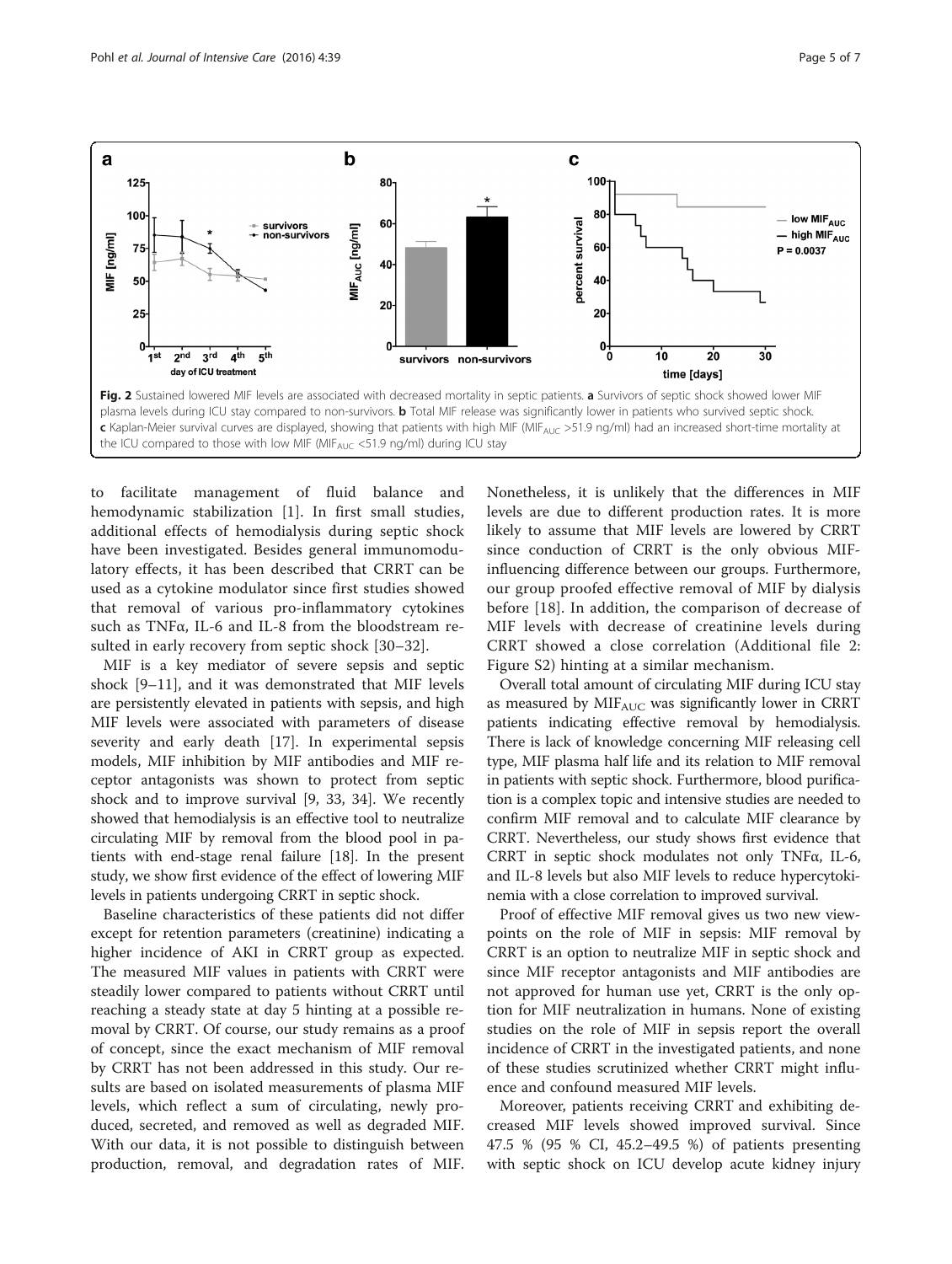Fig. 2 Sustained lowered MIF levels are associated with decreased mortality in septic patients. **a** Survivors of septic shock showed lower MIF plasma levels during ICU stay compared to non-survivors. **b** Total MIF release was significantly lower in patients who survived septic shock. **c** Kaplan-Meier survival curves are displayed, showing that patients with high MIF ($MIF_{AUC}$ >51.9 ng/ml) had an increased short-time mortality at the ICU compared to those with low MIF ($MIF_{AUC}$ <51.9 ng/ml) during ICU stay

to facilitate management of fluid balance and hemodynamic stabilization [1]. In first small studies, additional effects of hemodialysis during septic shock have been investigated. Besides general immunomodulatory effects, it has been described that CRRT can be used as a cytokine modulator since first studies showed that removal of various pro-inflammatory cytokines such as TNFα, IL-6 and IL-8 from the bloodstream resulted in early recovery from septic shock [30–32].

MIF is a key mediator of severe sepsis and septic shock [9–11], and it was demonstrated that MIF levels are persistently elevated in patients with sepsis, and high MIF levels were associated with parameters of disease severity and early death [17]. In experimental sepsis models, MIF inhibition by MIF antibodies and MIF receptor antagonists was shown to protect from septic shock and to improve survival [9, 33, 34]. We recently showed that hemodialysis is an effective tool to neutralize circulating MIF by removal from the blood pool in patients with end-stage renal failure [18]. In the present study, we show first evidence of the effect of lowering MIF levels in patients undergoing CRRT in septic shock.

Baseline characteristics of these patients did not differ except for retention parameters (creatinine) indicating a higher incidence of AKI in CRRT group as expected. The measured MIF values in patients with CRRT were steadily lower compared to patients without CRRT until reaching a steady state at day 5 hinting at a possible removal by CRRT. Of course, our study remains as a proof of concept, since the exact mechanism of MIF removal by CRRT has not been addressed in this study. Our results are based on isolated measurements of plasma MIF levels, which reflect a sum of circulating, newly produced, secreted, and removed as well as degraded MIF. With our data, it is not possible to distinguish between production, removal, and degradation rates of MIF. Nonetheless, it is unlikely that the differences in MIF levels are due to different production rates. It is more likely to assume that MIF levels are lowered by CRRT since conduction of CRRT is the only obvious MIF-influencing difference between our groups. Furthermore, our group proofed effective removal of MIF by dialysis before [18]. In addition, the comparison of decrease of MIF levels with decrease of creatinine levels during CRRT showed a close correlation (Additional file 2: Figure S2) hinting at a similar mechanism.

Overall total amount of circulating MIF during ICU stay as measured by $MIF_{AUC}$ was significantly lower in CRRT patients indicating effective removal by hemodialysis. There is lack of knowledge concerning MIF releasing cell type, MIF plasma half life and its relation to MIF removal in patients with septic shock. Furthermore, blood purification is a complex topic and intensive studies are needed to confirm MIF removal and to calculate MIF clearance by CRRT. Nevertheless, our study shows first evidence that CRRT in septic shock modulates not only TNFα, IL-6, and IL-8 levels but also MIF levels to reduce hypercytokinemia with a close correlation to improved survival.

Proof of effective MIF removal gives us two new viewpoints on the role of MIF in sepsis: MIF removal by CRRT is an option to neutralize MIF in septic shock and since MIF receptor antagonists and MIF antibodies are not approved for human use yet, CRRT is the only option for MIF neutralization in humans. None of existing studies on the role of MIF in sepsis report the overall incidence of CRRT in the investigated patients, and none of these studies scrutinized whether CRRT might influence and confound measured MIF levels.

Moreover, patients receiving CRRT and exhibiting decreased MIF levels showed improved survival. Since 47.5 % (95 % CI, 45.2–49.5 %) of patients presenting with septic shock on ICU develop acute kidney injury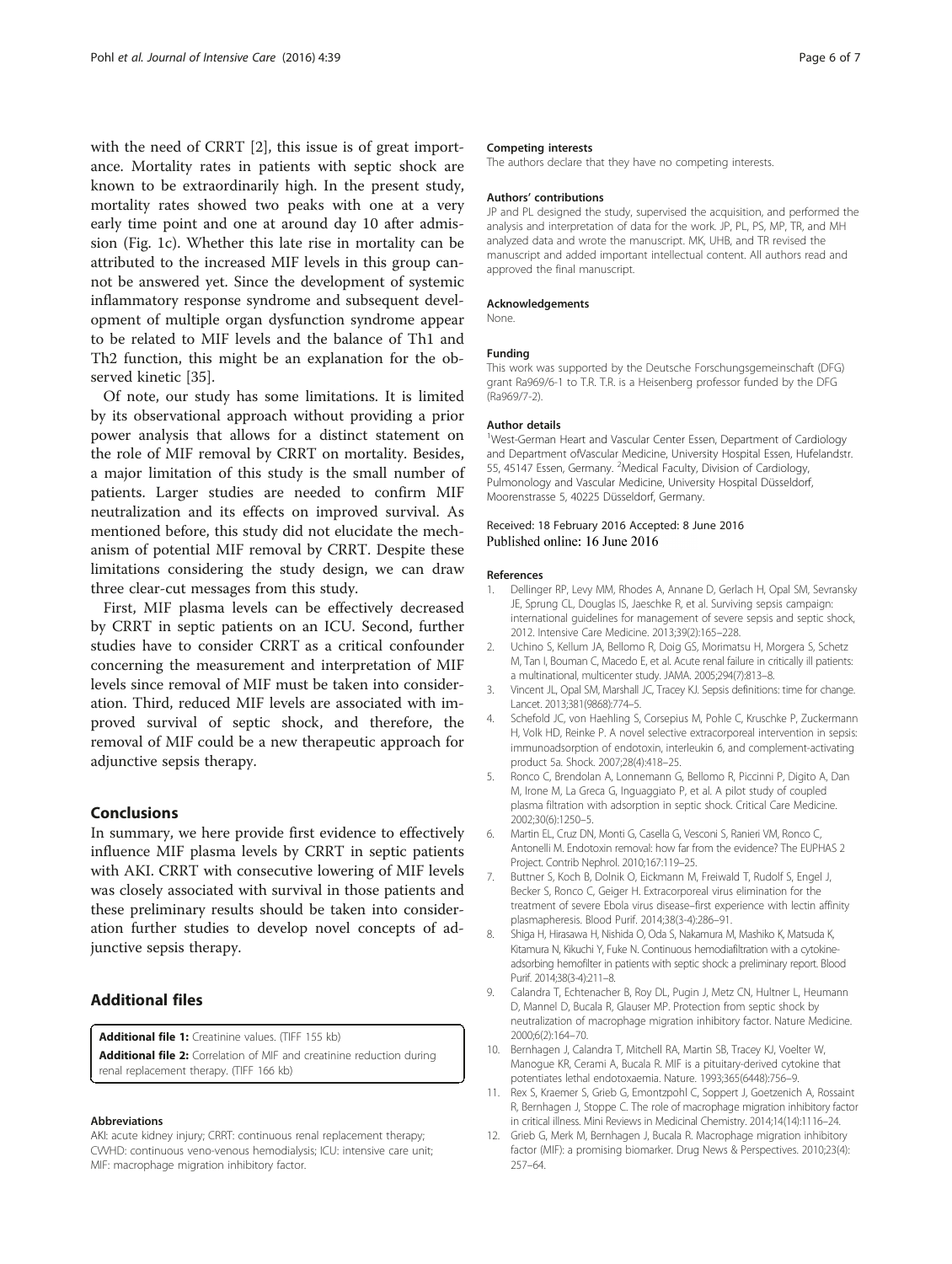with the need of CRRT [2], this issue is of great importance. Mortality rates in patients with septic shock are known to be extraordinarily high. In the present study, mortality rates showed two peaks with one at a very early time point and one at around day 10 after admission (Fig. 1c). Whether this late rise in mortality can be attributed to the increased MIF levels in this group cannot be answered yet. Since the development of systemic inflammatory response syndrome and subsequent development of multiple organ dysfunction syndrome appear to be related to MIF levels and the balance of Th1 and Th2 function, this might be an explanation for the observed kinetic [35].

Of note, our study has some limitations. It is limited by its observational approach without providing a prior power analysis that allows for a distinct statement on the role of MIF removal by CRRT on mortality. Besides, a major limitation of this study is the small number of patients. Larger studies are needed to confirm MIF neutralization and its effects on improved survival. As mentioned before, this study did not elucidate the mechanism of potential MIF removal by CRRT. Despite these limitations considering the study design, we can draw three clear-cut messages from this study.

First, MIF plasma levels can be effectively decreased by CRRT in septic patients on an ICU. Second, further studies have to consider CRRT as a critical confounder concerning the measurement and interpretation of MIF levels since removal of MIF must be taken into consideration. Third, reduced MIF levels are associated with improved survival of septic shock, and therefore, the removal of MIF could be a new therapeutic approach for adjunctive sepsis therapy.

## Conclusions

In summary, we here provide first evidence to effectively influence MIF plasma levels by CRRT in septic patients with AKI. CRRT with consecutive lowering of MIF levels was closely associated with survival in those patients and these preliminary results should be taken into consideration further studies to develop novel concepts of adjunctive sepsis therapy.

## Additional files

**Additional file 1:** Creatinine values. (TIFF 155 kb)

**Additional file 2:** Correlation of MIF and creatinine reduction during renal replacement therapy. (TIFF 166 kb)

#### Abbreviations

AKI: acute kidney injury; CRRT: continuous renal replacement therapy; CVVHD: continuous veno-venous hemodialysis; ICU: intensive care unit; MIF: macrophage migration inhibitory factor.

#### Competing interests

The authors declare that they have no competing interests.

#### Authors' contributions

JP and PL designed the study, supervised the acquisition, and performed the analysis and interpretation of data for the work. JP, PL, PS, MP, TR, and MH analyzed data and wrote the manuscript. MK, UHB, and TR revised the manuscript and added important intellectual content. All authors read and approved the final manuscript.

#### Acknowledgements

None.

#### Funding

This work was supported by the Deutsche Forschungsgemeinschaft (DFG) grant Ra969/6-1 to T.R. T.R. is a Heisenberg professor funded by the DFG (Ra969/7-2).

#### Author details

[1]West-German Heart and Vascular Center Essen, Department of Cardiology and Department ofVascular Medicine, University Hospital Essen, Hufelandstr. 55, 45147 Essen, Germany. [2]Medical Faculty, Division of Cardiology, Pulmonology and Vascular Medicine, University Hospital Düsseldorf, Moorenstrasse 5, 40225 Düsseldorf, Germany.

Received: 18 February 2016 Accepted: 8 June 2016
Published online: 16 June 2016

#### References

1. Dellinger RP, Levy MM, Rhodes A, Annane D, Gerlach H, Opal SM, Sevransky JE, Sprung CL, Douglas IS, Jaeschke R, et al. Surviving sepsis campaign: international guidelines for management of severe sepsis and septic shock, 2012. Intensive Care Medicine. 2013;39(2):165–228.
2. Uchino S, Kellum JA, Bellomo R, Doig GS, Morimatsu H, Morgera S, Schetz M, Tan I, Bouman C, Macedo E, et al. Acute renal failure in critically ill patients: a multinational, multicenter study. JAMA. 2005;294(7):813–8.
3. Vincent JL, Opal SM, Marshall JC, Tracey KJ. Sepsis definitions: time for change. Lancet. 2013;381(9868):774–5.
4. Schefold JC, von Haehling S, Corsepius M, Pohle C, Kruschke P, Zuckermann H, Volk HD, Reinke P. A novel selective extracorporeal intervention in sepsis: immunoadsorption of endotoxin, interleukin 6, and complement-activating product 5a. Shock. 2007;28(4):418–25.
5. Ronco C, Brendolan A, Lonnemann G, Bellomo R, Piccinni P, Digito A, Dan M, Irone M, La Greca G, Inguaggiato P, et al. A pilot study of coupled plasma filtration with adsorption in septic shock. Critical Care Medicine. 2002;30(6):1250–5.
6. Martin EL, Cruz DN, Monti G, Casella G, Vesconi S, Ranieri VM, Ronco C, Antonelli M. Endotoxin removal: how far from the evidence? The EUPHAS 2 Project. Contrib Nephrol. 2010;167:119–25.
7. Buttner S, Koch B, Dolnik O, Eickmann M, Freiwald T, Rudolf S, Engel J, Becker S, Ronco C, Geiger H. Extracorporeal virus elimination for the treatment of severe Ebola virus disease–first experience with lectin affinity plasmapheresis. Blood Purif. 2014;38(3-4):286–91.
8. Shiga H, Hirasawa H, Nishida O, Oda S, Nakamura M, Mashiko K, Matsuda K, Kitamura N, Kikuchi Y, Fuke N. Continuous hemodiafiltration with a cytokine-adsorbing hemofilter in patients with septic shock: a preliminary report. Blood Purif. 2014;38(3-4):211–8.
9. Calandra T, Echtenacher B, Roy DL, Pugin J, Metz CN, Hultner L, Heumann D, Mannel D, Bucala R, Glauser MP. Protection from septic shock by neutralization of macrophage migration inhibitory factor. Nature Medicine. 2000;6(2):164–70.
10. Bernhagen J, Calandra T, Mitchell RA, Martin SB, Tracey KJ, Voelter W, Manogue KR, Cerami A, Bucala R. MIF is a pituitary-derived cytokine that potentiates lethal endotoxaemia. Nature. 1993;365(6448):756–9.
11. Rex S, Kraemer S, Grieb G, Emontzpohl C, Soppert J, Goetzenich A, Rossaint R, Bernhagen J, Stoppe C. The role of macrophage migration inhibitory factor in critical illness. Mini Reviews in Medicinal Chemistry. 2014;14(14):1116–24.
12. Grieb G, Merk M, Bernhagen J, Bucala R. Macrophage migration inhibitory factor (MIF): a promising biomarker. Drug News & Perspectives. 2010;23(4):257–64.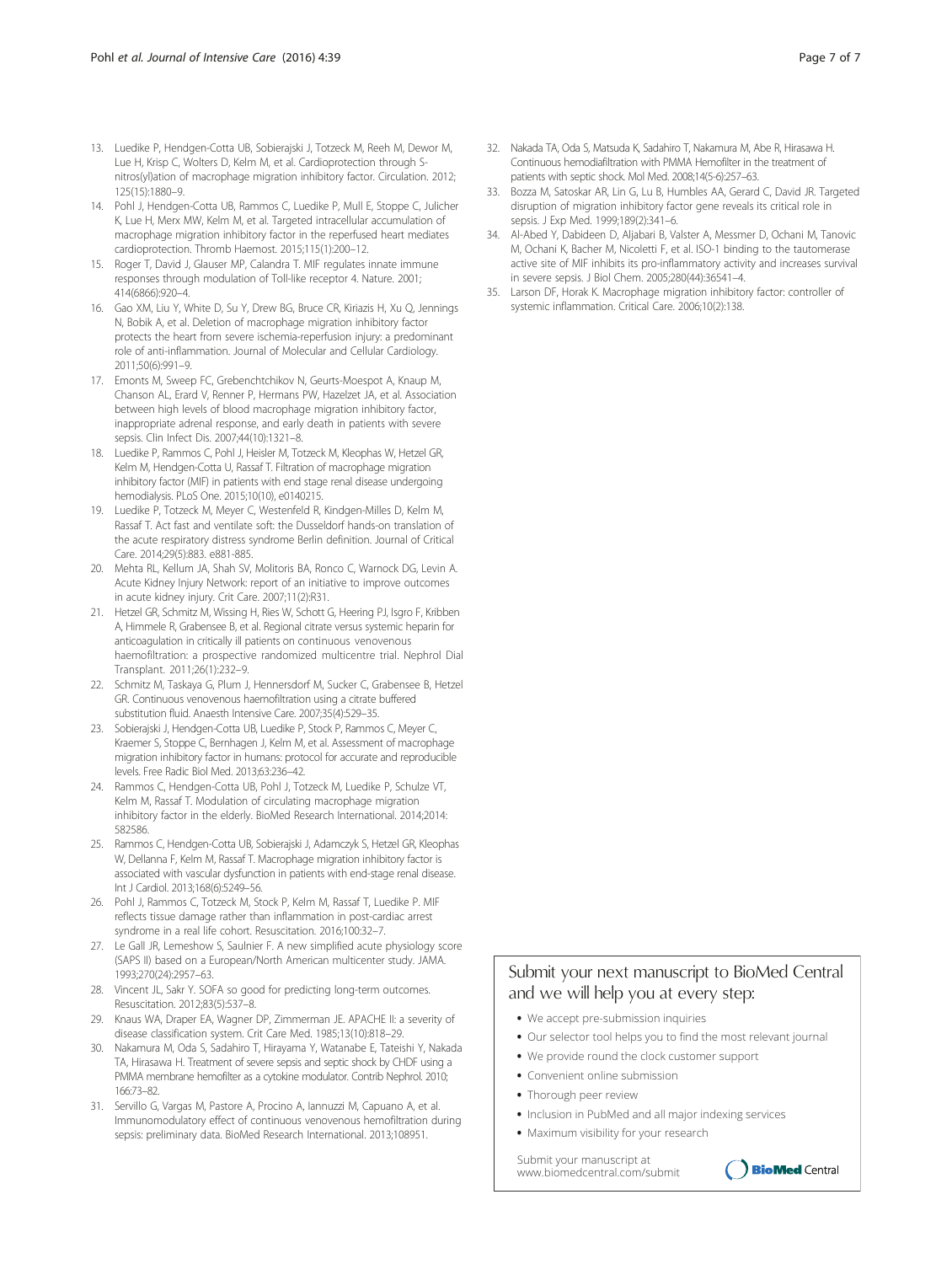13. Luedike P, Hendgen-Cotta UB, Sobierajski J, Totzeck M, Reeh M, Dewor M, Lue H, Krisp C, Wolters D, Kelm M, et al. Cardioprotection through S-nitros(yl)ation of macrophage migration inhibitory factor. Circulation. 2012; 125(15):1880–9.
14. Pohl J, Hendgen-Cotta UB, Rammos C, Luedike P, Mull E, Stoppe C, Julicher K, Lue H, Merx MW, Kelm M, et al. Targeted intracellular accumulation of macrophage migration inhibitory factor in the reperfused heart mediates cardioprotection. Thromb Haemost. 2015;115(1):200–12.
15. Roger T, David J, Glauser MP, Calandra T. MIF regulates innate immune responses through modulation of Toll-like receptor 4. Nature. 2001; 414(6866):920–4.
16. Gao XM, Liu Y, White D, Su Y, Drew BG, Bruce CR, Kiriazis H, Xu Q, Jennings N, Bobik A, et al. Deletion of macrophage migration inhibitory factor protects the heart from severe ischemia-reperfusion injury: a predominant role of anti-inflammation. Journal of Molecular and Cellular Cardiology. 2011;50(6):991–9.
17. Emonts M, Sweep FC, Grebenchtchikov N, Geurts-Moespot A, Knaup M, Chanson AL, Erard V, Renner P, Hermans PW, Hazelzet JA, et al. Association between high levels of blood macrophage migration inhibitory factor, inappropriate adrenal response, and early death in patients with severe sepsis. Clin Infect Dis. 2007;44(10):1321–8.
18. Luedike P, Rammos C, Pohl J, Heisler M, Totzeck M, Kleophas W, Hetzel GR, Kelm M, Hendgen-Cotta U, Rassaf T. Filtration of macrophage migration inhibitory factor (MIF) in patients with end stage renal disease undergoing hemodialysis. PLoS One. 2015;10(10), e0140215.
19. Luedike P, Totzeck M, Meyer C, Westenfeld R, Kindgen-Milles D, Kelm M, Rassaf T. Act fast and ventilate soft: the Dusseldorf hands-on translation of the acute respiratory distress syndrome Berlin definition. Journal of Critical Care. 2014;29(5):883. e881-885.
20. Mehta RL, Kellum JA, Shah SV, Molitoris BA, Ronco C, Warnock DG, Levin A. Acute Kidney Injury Network: report of an initiative to improve outcomes in acute kidney injury. Crit Care. 2007;11(2):R31.
21. Hetzel GR, Schmitz M, Wissing H, Ries W, Schott G, Heering PJ, Isgro F, Kribben A, Himmele R, Grabensee B, et al. Regional citrate versus systemic heparin for anticoagulation in critically ill patients on continuous venovenous haemofiltration: a prospective randomized multicentre trial. Nephrol Dial Transplant. 2011;26(1):232–9.
22. Schmitz M, Taskaya G, Plum J, Hennersdorf M, Sucker C, Grabensee B, Hetzel GR. Continuous venovenous haemofiltration using a citrate buffered substitution fluid. Anaesth Intensive Care. 2007;35(4):529–35.
23. Sobierajski J, Hendgen-Cotta UB, Luedike P, Stock P, Rammos C, Meyer C, Kraemer S, Stoppe C, Bernhagen J, Kelm M, et al. Assessment of macrophage migration inhibitory factor in humans: protocol for accurate and reproducible levels. Free Radic Biol Med. 2013;63:236–42.
24. Rammos C, Hendgen-Cotta UB, Pohl J, Totzeck M, Luedike P, Schulze VT, Kelm M, Rassaf T. Modulation of circulating macrophage migration inhibitory factor in the elderly. BioMed Research International. 2014;2014: 582586.
25. Rammos C, Hendgen-Cotta UB, Sobierajski J, Adamczyk S, Hetzel GR, Kleophas W, Dellanna F, Kelm M, Rassaf T. Macrophage migration inhibitory factor is associated with vascular dysfunction in patients with end-stage renal disease. Int J Cardiol. 2013;168(6):5249–56.
26. Pohl J, Rammos C, Totzeck M, Stock P, Kelm M, Rassaf T, Luedike P. MIF reflects tissue damage rather than inflammation in post-cardiac arrest syndrome in a real life cohort. Resuscitation. 2016;100:32–7.
27. Le Gall JR, Lemeshow S, Saulnier F. A new simplified acute physiology score (SAPS II) based on a European/North American multicenter study. JAMA. 1993;270(24):2957–63.
28. Vincent JL, Sakr Y. SOFA so good for predicting long-term outcomes. Resuscitation. 2012;83(5):537–8.
29. Knaus WA, Draper EA, Wagner DP, Zimmerman JE. APACHE II: a severity of disease classification system. Crit Care Med. 1985;13(10):818–29.
30. Nakamura M, Oda S, Sadahiro T, Hirayama Y, Watanabe E, Tateishi Y, Nakada TA, Hirasawa H. Treatment of severe sepsis and septic shock by CHDF using a PMMA membrane hemofilter as a cytokine modulator. Contrib Nephrol. 2010; 166:73–82.
31. Servillo G, Vargas M, Pastore A, Procino A, Iannuzzi M, Capuano A, et al. Immunomodulatory effect of continuous venovenous hemofiltration during sepsis: preliminary data. BioMed Research International. 2013;108951.
32. Nakada TA, Oda S, Matsuda K, Sadahiro T, Nakamura M, Abe R, Hirasawa H. Continuous hemodiafiltration with PMMA Hemofilter in the treatment of patients with septic shock. Mol Med. 2008;14(5-6):257–63.
33. Bozza M, Satoskar AR, Lin G, Lu B, Humbles AA, Gerard C, David JR. Targeted disruption of migration inhibitory factor gene reveals its critical role in sepsis. J Exp Med. 1999;189(2):341–6.
34. Al-Abed Y, Dabideen D, Aljabari B, Valster A, Messmer D, Ochani M, Tanovic M, Ochani K, Bacher M, Nicoletti F, et al. ISO-1 binding to the tautomerase active site of MIF inhibits its pro-inflammatory activity and increases survival in severe sepsis. J Biol Chem. 2005;280(44):36541–4.
35. Larson DF, Horak K. Macrophage migration inhibitory factor: controller of systemic inflammation. Critical Care. 2006;10(2):138.

Submit your next manuscript to BioMed Central and we will help you at every step:

- We accept pre-submission inquiries
- Our selector tool helps you to find the most relevant journal
- We provide round the clock customer support
- Convenient online submission
- Thorough peer review
- Inclusion in PubMed and all major indexing services
- Maximum visibility for your research

Submit your manuscript at
www.biomedcentral.com/submit

BioMed Central